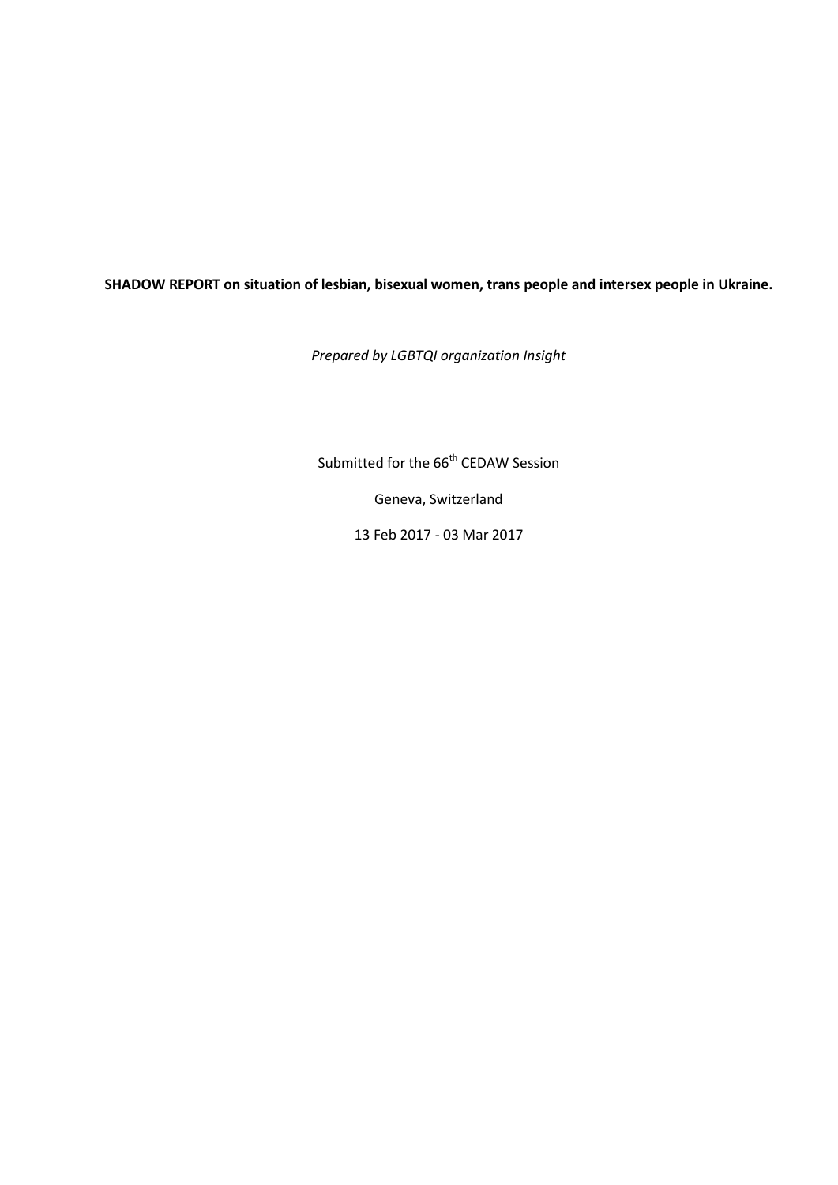**SHADOW REPORT on situation of lesbian, bisexual women, trans people and intersex people in Ukraine.**

*Prepared by LGBTQI organization Insight*

Submitted for the 66th CEDAW Session

Geneva, Switzerland

13 Feb 2017 - 03 Mar 2017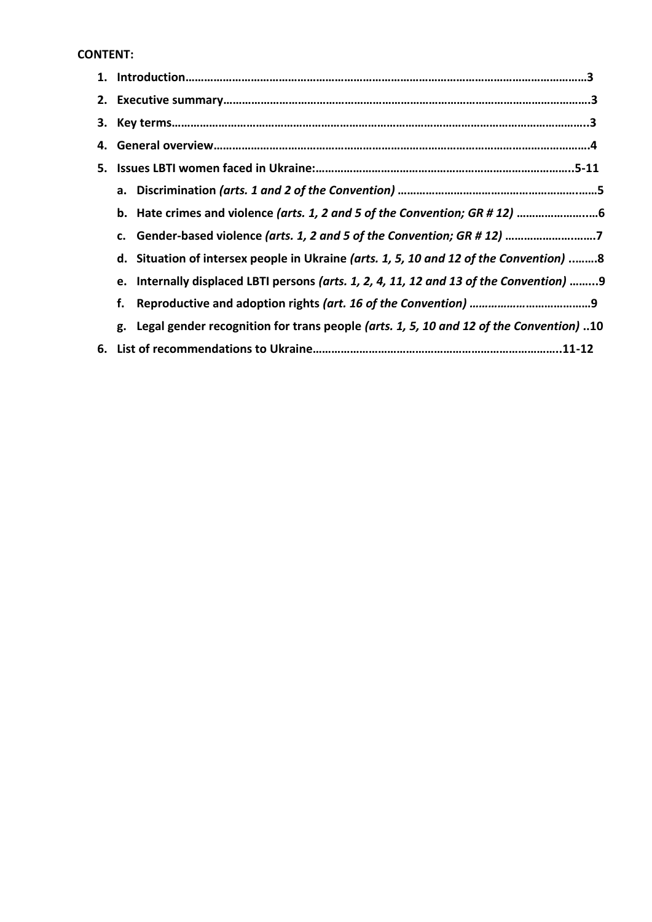**CONTENT:**

1. **Introduction……………………………………………………………………………………………………………3**
2. **Executive summary…………………………………………………………………………………………………3**
3. **Key terms………………………………………………………………………………………………………………..3**
4. **General overview……………………………………………………………………………………………………4**
5. **Issues LBTI women faced in Ukraine:………………………………………………………………………..5-11**
   a. **Discrimination** ***(arts. 1 and 2 of the Convention)*** **…………………………………………………………5**
   b. **Hate crimes and violence** ***(arts. 1, 2 and 5 of the Convention; GR # 12)*** **…………………..…6**
   c. **Gender-based violence** ***(arts. 1, 2 and 5 of the Convention; GR # 12)*** **…………………..……7**
   d. **Situation of intersex people in Ukraine** ***(arts. 1, 5, 10 and 12 of the Convention)*** **………8**
   e. **Internally displaced LBTI persons** ***(arts. 1, 2, 4, 11, 12 and 13 of the Convention)*** **……..9**
   f. **Reproductive and adoption rights** ***(art. 16 of the Convention)*** **…………………………………9**
   g. **Legal gender recognition for trans people** ***(arts. 1, 5, 10 and 12 of the Convention)*** **..10**
6. **List of recommendations to Ukraine……………………………………………………………………..11-12**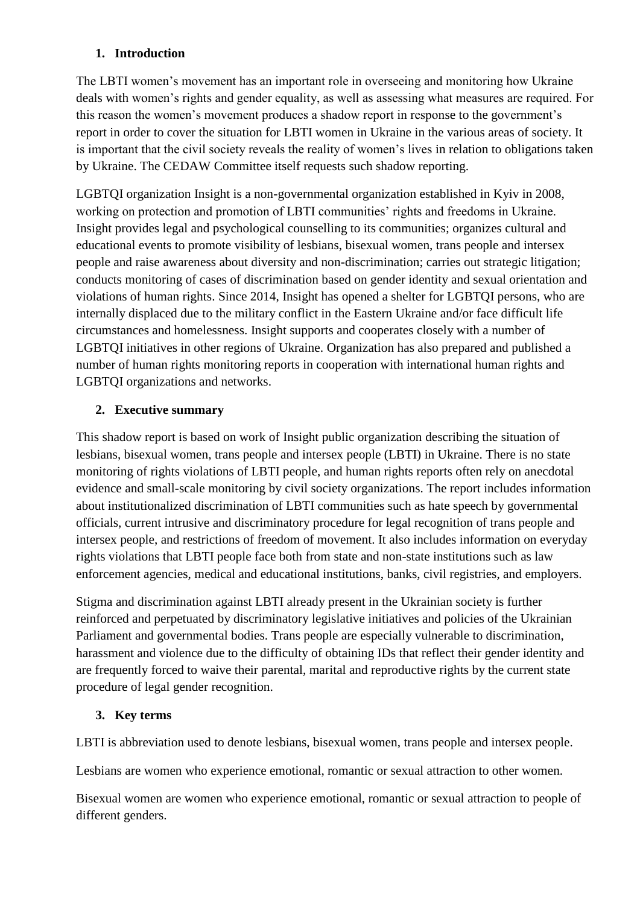## 1. Introduction

The LBTI women's movement has an important role in overseeing and monitoring how Ukraine deals with women's rights and gender equality, as well as assessing what measures are required. For this reason the women's movement produces a shadow report in response to the government's report in order to cover the situation for LBTI women in Ukraine in the various areas of society. It is important that the civil society reveals the reality of women's lives in relation to obligations taken by Ukraine. The CEDAW Committee itself requests such shadow reporting.

LGBTQI organization Insight is a non-governmental organization established in Kyiv in 2008, working on protection and promotion of LBTI communities' rights and freedoms in Ukraine. Insight provides legal and psychological counselling to its communities; organizes cultural and educational events to promote visibility of lesbians, bisexual women, trans people and intersex people and raise awareness about diversity and non-discrimination; carries out strategic litigation; conducts monitoring of cases of discrimination based on gender identity and sexual orientation and violations of human rights. Since 2014, Insight has opened a shelter for LGBTQI persons, who are internally displaced due to the military conflict in the Eastern Ukraine and/or face difficult life circumstances and homelessness. Insight supports and cooperates closely with a number of LGBTQI initiatives in other regions of Ukraine. Organization has also prepared and published a number of human rights monitoring reports in cooperation with international human rights and LGBTQI organizations and networks.

## 2. Executive summary

This shadow report is based on work of Insight public organization describing the situation of lesbians, bisexual women, trans people and intersex people (LBTI) in Ukraine. There is no state monitoring of rights violations of LBTI people, and human rights reports often rely on anecdotal evidence and small-scale monitoring by civil society organizations. The report includes information about institutionalized discrimination of LBTI communities such as hate speech by governmental officials, current intrusive and discriminatory procedure for legal recognition of trans people and intersex people, and restrictions of freedom of movement. It also includes information on everyday rights violations that LBTI people face both from state and non-state institutions such as law enforcement agencies, medical and educational institutions, banks, civil registries, and employers.

Stigma and discrimination against LBTI already present in the Ukrainian society is further reinforced and perpetuated by discriminatory legislative initiatives and policies of the Ukrainian Parliament and governmental bodies. Trans people are especially vulnerable to discrimination, harassment and violence due to the difficulty of obtaining IDs that reflect their gender identity and are frequently forced to waive their parental, marital and reproductive rights by the current state procedure of legal gender recognition.

## 3. Key terms

LBTI is abbreviation used to denote lesbians, bisexual women, trans people and intersex people.

Lesbians are women who experience emotional, romantic or sexual attraction to other women.

Bisexual women are women who experience emotional, romantic or sexual attraction to people of different genders.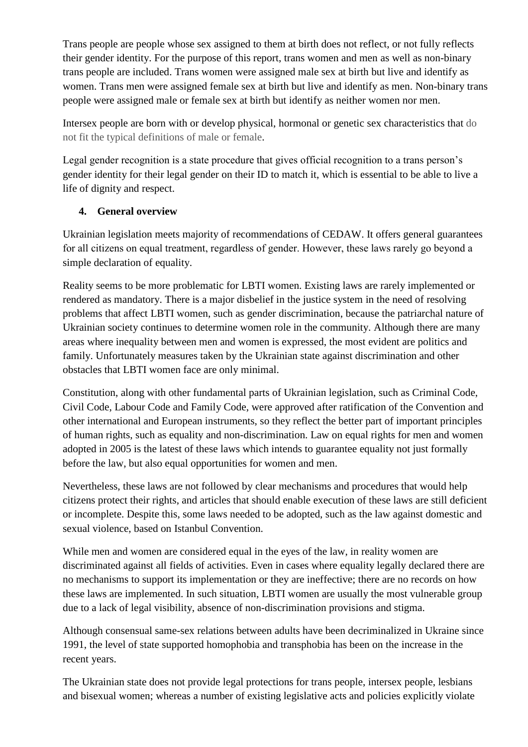Trans people are people whose sex assigned to them at birth does not reflect, or not fully reflects their gender identity. For the purpose of this report, trans women and men as well as non-binary trans people are included. Trans women were assigned male sex at birth but live and identify as women. Trans men were assigned female sex at birth but live and identify as men. Non-binary trans people were assigned male or female sex at birth but identify as neither women nor men.

Intersex people are born with or develop physical, hormonal or genetic sex characteristics that do not fit the typical definitions of male or female.

Legal gender recognition is a state procedure that gives official recognition to a trans person's gender identity for their legal gender on their ID to match it, which is essential to be able to live a life of dignity and respect.

## 4. General overview

Ukrainian legislation meets majority of recommendations of CEDAW. It offers general guarantees for all citizens on equal treatment, regardless of gender. However, these laws rarely go beyond a simple declaration of equality.

Reality seems to be more problematic for LBTI women. Existing laws are rarely implemented or rendered as mandatory. There is a major disbelief in the justice system in the need of resolving problems that affect LBTI women, such as gender discrimination, because the patriarchal nature of Ukrainian society continues to determine women role in the community. Although there are many areas where inequality between men and women is expressed, the most evident are politics and family. Unfortunately measures taken by the Ukrainian state against discrimination and other obstacles that LBTI women face are only minimal.

Constitution, along with other fundamental parts of Ukrainian legislation, such as Criminal Code, Civil Code, Labour Code and Family Code, were approved after ratification of the Convention and other international and European instruments, so they reflect the better part of important principles of human rights, such as equality and non-discrimination. Law on equal rights for men and women adopted in 2005 is the latest of these laws which intends to guarantee equality not just formally before the law, but also equal opportunities for women and men.

Nevertheless, these laws are not followed by clear mechanisms and procedures that would help citizens protect their rights, and articles that should enable execution of these laws are still deficient or incomplete. Despite this, some laws needed to be adopted, such as the law against domestic and sexual violence, based on Istanbul Convention.

While men and women are considered equal in the eyes of the law, in reality women are discriminated against all fields of activities. Even in cases where equality legally declared there are no mechanisms to support its implementation or they are ineffective; there are no records on how these laws are implemented. In such situation, LBTI women are usually the most vulnerable group due to a lack of legal visibility, absence of non-discrimination provisions and stigma.

Although consensual same-sex relations between adults have been decriminalized in Ukraine since 1991, the level of state supported homophobia and transphobia has been on the increase in the recent years.

The Ukrainian state does not provide legal protections for trans people, intersex people, lesbians and bisexual women; whereas a number of existing legislative acts and policies explicitly violate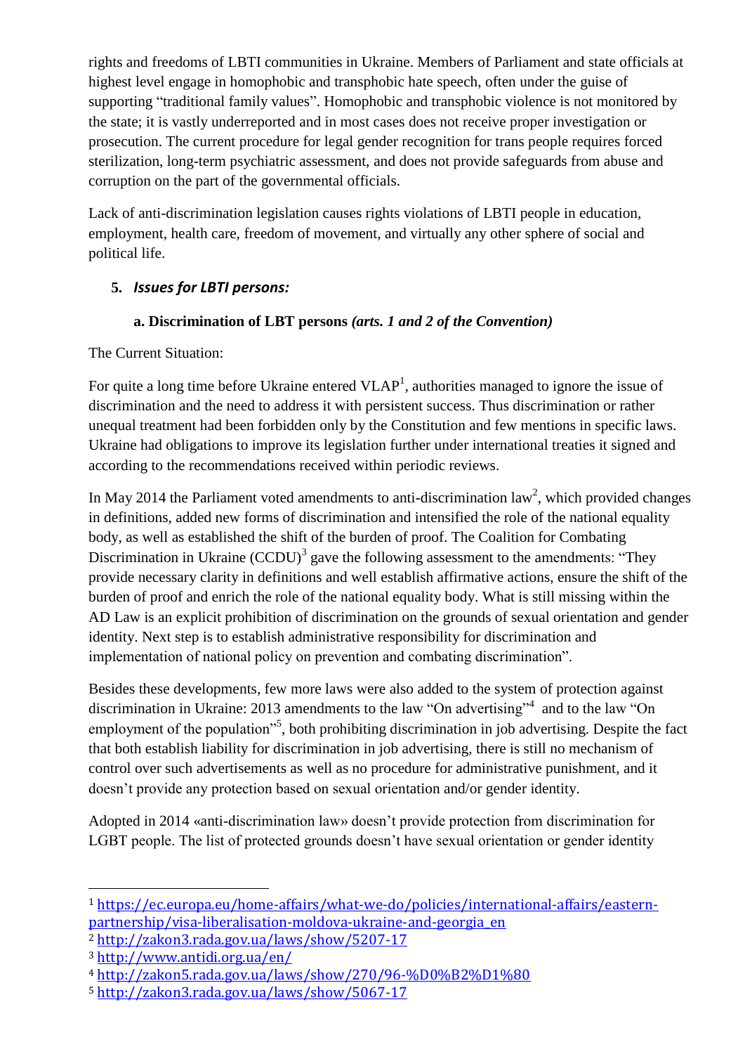rights and freedoms of LBTI communities in Ukraine. Members of Parliament and state officials at highest level engage in homophobic and transphobic hate speech, often under the guise of supporting "traditional family values". Homophobic and transphobic violence is not monitored by the state; it is vastly underreported and in most cases does not receive proper investigation or prosecution. The current procedure for legal gender recognition for trans people requires forced sterilization, long-term psychiatric assessment, and does not provide safeguards from abuse and corruption on the part of the governmental officials.

Lack of anti-discrimination legislation causes rights violations of LBTI people in education, employment, health care, freedom of movement, and virtually any other sphere of social and political life.

## 5. *Issues for LBTI persons:*

### a. Discrimination of LBT persons *(arts. 1 and 2 of the Convention)*

The Current Situation:

For quite a long time before Ukraine entered VLAP[1], authorities managed to ignore the issue of discrimination and the need to address it with persistent success. Thus discrimination or rather unequal treatment had been forbidden only by the Constitution and few mentions in specific laws. Ukraine had obligations to improve its legislation further under international treaties it signed and according to the recommendations received within periodic reviews.

In May 2014 the Parliament voted amendments to anti-discrimination law[2], which provided changes in definitions, added new forms of discrimination and intensified the role of the national equality body, as well as established the shift of the burden of proof. The Coalition for Combating Discrimination in Ukraine (CCDU)[3] gave the following assessment to the amendments: "They provide necessary clarity in definitions and well establish affirmative actions, ensure the shift of the burden of proof and enrich the role of the national equality body. What is still missing within the AD Law is an explicit prohibition of discrimination on the grounds of sexual orientation and gender identity. Next step is to establish administrative responsibility for discrimination and implementation of national policy on prevention and combating discrimination".

Besides these developments, few more laws were also added to the system of protection against discrimination in Ukraine: 2013 amendments to the law "On advertising"[4] and to the law "On employment of the population"[5], both prohibiting discrimination in job advertising. Despite the fact that both establish liability for discrimination in job advertising, there is still no mechanism of control over such advertisements as well as no procedure for administrative punishment, and it doesn't provide any protection based on sexual orientation and/or gender identity.

Adopted in 2014 «anti-discrimination law» doesn't provide protection from discrimination for LGBT people. The list of protected grounds doesn't have sexual orientation or gender identity

---

[1] https://ec.europa.eu/home-affairs/what-we-do/policies/international-affairs/eastern-partnership/visa-liberalisation-moldova-ukraine-and-georgia_en

[2] http://zakon3.rada.gov.ua/laws/show/5207-17

[3] http://www.antidi.org.ua/en/

[4] http://zakon5.rada.gov.ua/laws/show/270/96-%D0%B2%D1%80

[5] http://zakon3.rada.gov.ua/laws/show/5067-17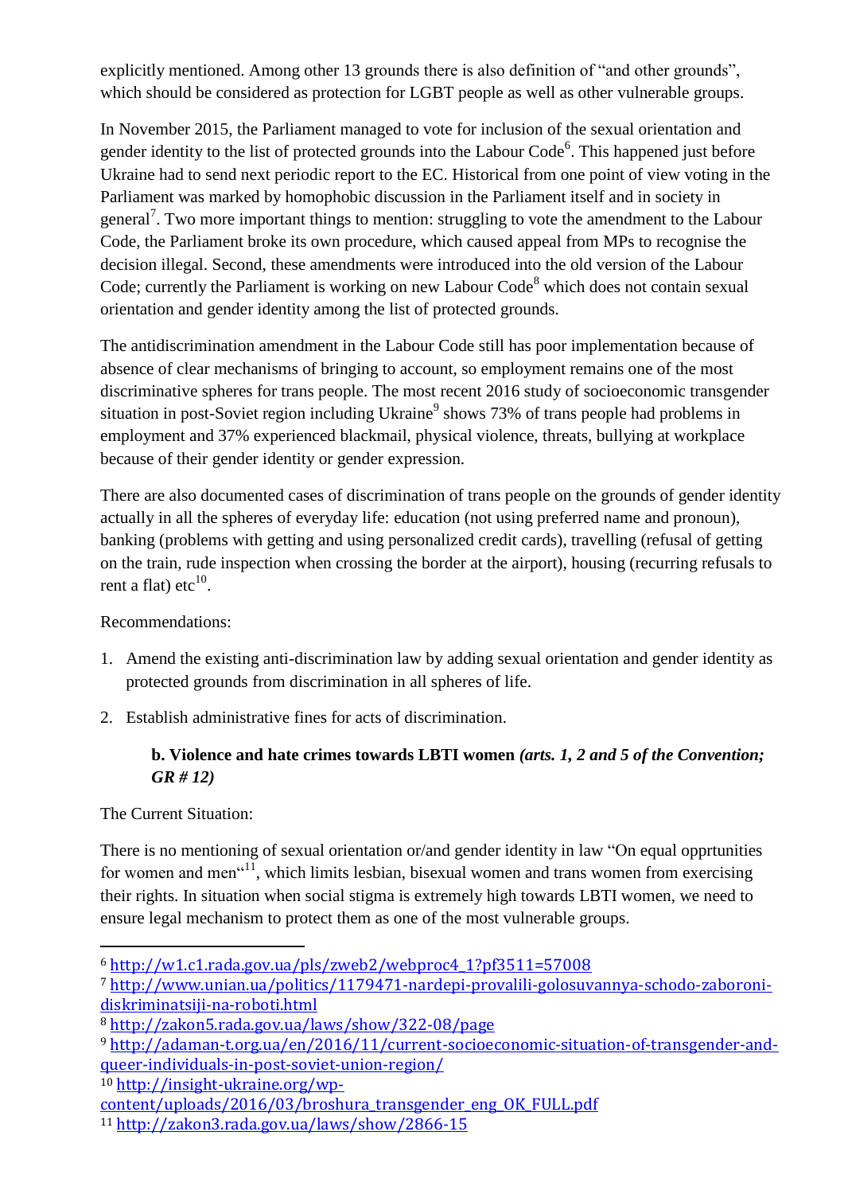explicitly mentioned. Among other 13 grounds there is also definition of "and other grounds", which should be considered as protection for LGBT people as well as other vulnerable groups.

In November 2015, the Parliament managed to vote for inclusion of the sexual orientation and gender identity to the list of protected grounds into the Labour Code[6]. This happened just before Ukraine had to send next periodic report to the EC. Historical from one point of view voting in the Parliament was marked by homophobic discussion in the Parliament itself and in society in general[7]. Two more important things to mention: struggling to vote the amendment to the Labour Code, the Parliament broke its own procedure, which caused appeal from MPs to recognise the decision illegal. Second, these amendments were introduced into the old version of the Labour Code; currently the Parliament is working on new Labour Code[8] which does not contain sexual orientation and gender identity among the list of protected grounds.

The antidiscrimination amendment in the Labour Code still has poor implementation because of absence of clear mechanisms of bringing to account, so employment remains one of the most discriminative spheres for trans people. The most recent 2016 study of socioeconomic transgender situation in post-Soviet region including Ukraine[9] shows 73% of trans people had problems in employment and 37% experienced blackmail, physical violence, threats, bullying at workplace because of their gender identity or gender expression.

There are also documented cases of discrimination of trans people on the grounds of gender identity actually in all the spheres of everyday life: education (not using preferred name and pronoun), banking (problems with getting and using personalized credit cards), travelling (refusal of getting on the train, rude inspection when crossing the border at the airport), housing (recurring refusals to rent a flat) etc[10].

Recommendations:

1. Amend the existing anti-discrimination law by adding sexual orientation and gender identity as protected grounds from discrimination in all spheres of life.
2. Establish administrative fines for acts of discrimination.

### b. Violence and hate crimes towards LBTI women *(arts. 1, 2 and 5 of the Convention; GR # 12)*

The Current Situation:

There is no mentioning of sexual orientation or/and gender identity in law "On equal opprtunities for women and men"[11], which limits lesbian, bisexual women and trans women from exercising their rights. In situation when social stigma is extremely high towards LBTI women, we need to ensure legal mechanism to protect them as one of the most vulnerable groups.

---

[6] http://w1.c1.rada.gov.ua/pls/zweb2/webproc4_1?pf3511=57008

[7] http://www.unian.ua/politics/1179471-nardepi-provalili-golosuvannya-schodo-zaboroni-diskriminatsiji-na-roboti.html

[8] http://zakon5.rada.gov.ua/laws/show/322-08/page

[9] http://adaman-t.org.ua/en/2016/11/current-socioeconomic-situation-of-transgender-and-queer-individuals-in-post-soviet-union-region/

[10] http://insight-ukraine.org/wp-content/uploads/2016/03/broshura_transgender_eng_OK_FULL.pdf

[11] http://zakon3.rada.gov.ua/laws/show/2866-15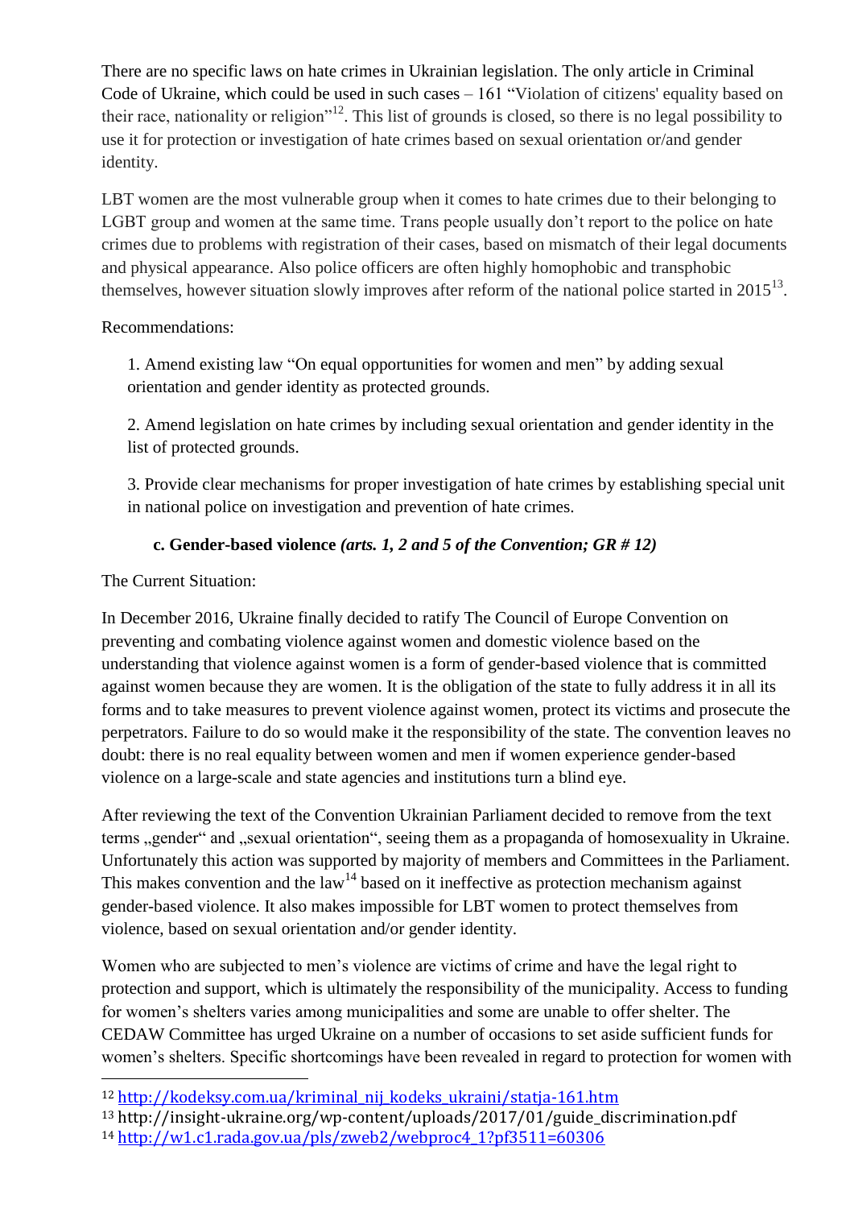There are no specific laws on hate crimes in Ukrainian legislation. The only article in Criminal Code of Ukraine, which could be used in such cases – 161 "Violation of citizens' equality based on their race, nationality or religion"[12]. This list of grounds is closed, so there is no legal possibility to use it for protection or investigation of hate crimes based on sexual orientation or/and gender identity.

LBT women are the most vulnerable group when it comes to hate crimes due to their belonging to LGBT group and women at the same time. Trans people usually don't report to the police on hate crimes due to problems with registration of their cases, based on mismatch of their legal documents and physical appearance. Also police officers are often highly homophobic and transphobic themselves, however situation slowly improves after reform of the national police started in 2015[13].

Recommendations:

1. Amend existing law "On equal opportunities for women and men" by adding sexual orientation and gender identity as protected grounds.

2. Amend legislation on hate crimes by including sexual orientation and gender identity in the list of protected grounds.

3. Provide clear mechanisms for proper investigation of hate crimes by establishing special unit in national police on investigation and prevention of hate crimes.

### c. Gender-based violence *(arts. 1, 2 and 5 of the Convention; GR # 12)*

The Current Situation:

In December 2016, Ukraine finally decided to ratify The Council of Europe Convention on preventing and combating violence against women and domestic violence based on the understanding that violence against women is a form of gender-based violence that is committed against women because they are women. It is the obligation of the state to fully address it in all its forms and to take measures to prevent violence against women, protect its victims and prosecute the perpetrators. Failure to do so would make it the responsibility of the state. The convention leaves no doubt: there is no real equality between women and men if women experience gender-based violence on a large-scale and state agencies and institutions turn a blind eye.

After reviewing the text of the Convention Ukrainian Parliament decided to remove from the text terms „gender" and „sexual orientation", seeing them as a propaganda of homosexuality in Ukraine. Unfortunately this action was supported by majority of members and Committees in the Parliament. This makes convention and the law[14] based on it ineffective as protection mechanism against gender-based violence. It also makes impossible for LBT women to protect themselves from violence, based on sexual orientation and/or gender identity.

Women who are subjected to men's violence are victims of crime and have the legal right to protection and support, which is ultimately the responsibility of the municipality. Access to funding for women's shelters varies among municipalities and some are unable to offer shelter. The CEDAW Committee has urged Ukraine on a number of occasions to set aside sufficient funds for women's shelters. Specific shortcomings have been revealed in regard to protection for women with

---

[12] http://kodeksy.com.ua/kriminal_nij_kodeks_ukraini/statja-161.htm

[13] http://insight-ukraine.org/wp-content/uploads/2017/01/guide_discrimination.pdf

[14] http://w1.c1.rada.gov.ua/pls/zweb2/webproc4_1?pf3511=60306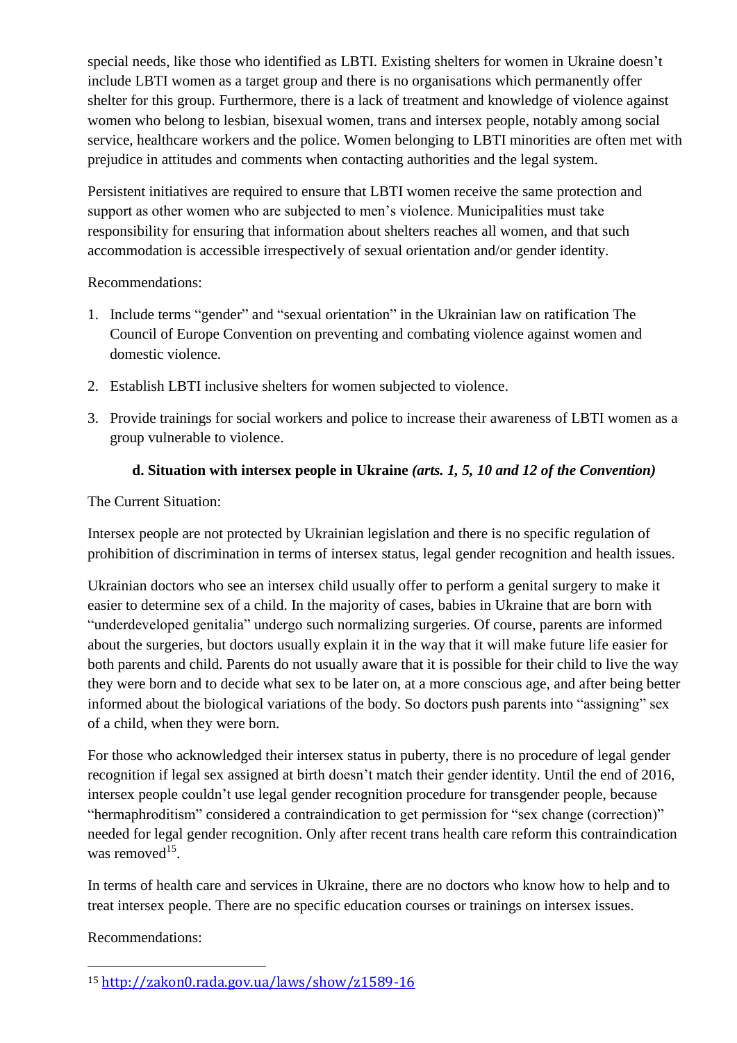special needs, like those who identified as LBTI. Existing shelters for women in Ukraine doesn't include LBTI women as a target group and there is no organisations which permanently offer shelter for this group. Furthermore, there is a lack of treatment and knowledge of violence against women who belong to lesbian, bisexual women, trans and intersex people, notably among social service, healthcare workers and the police. Women belonging to LBTI minorities are often met with prejudice in attitudes and comments when contacting authorities and the legal system.

Persistent initiatives are required to ensure that LBTI women receive the same protection and support as other women who are subjected to men's violence. Municipalities must take responsibility for ensuring that information about shelters reaches all women, and that such accommodation is accessible irrespectively of sexual orientation and/or gender identity.

Recommendations:

1. Include terms "gender" and "sexual orientation" in the Ukrainian law on ratification The Council of Europe Convention on preventing and combating violence against women and domestic violence.
2. Establish LBTI inclusive shelters for women subjected to violence.
3. Provide trainings for social workers and police to increase their awareness of LBTI women as a group vulnerable to violence.

### d. Situation with intersex people in Ukraine *(arts. 1, 5, 10 and 12 of the Convention)*

The Current Situation:

Intersex people are not protected by Ukrainian legislation and there is no specific regulation of prohibition of discrimination in terms of intersex status, legal gender recognition and health issues.

Ukrainian doctors who see an intersex child usually offer to perform a genital surgery to make it easier to determine sex of a child. In the majority of cases, babies in Ukraine that are born with "underdeveloped genitalia" undergo such normalizing surgeries. Of course, parents are informed about the surgeries, but doctors usually explain it in the way that it will make future life easier for both parents and child. Parents do not usually aware that it is possible for their child to live the way they were born and to decide what sex to be later on, at a more conscious age, and after being better informed about the biological variations of the body. So doctors push parents into "assigning" sex of a child, when they were born.

For those who acknowledged their intersex status in puberty, there is no procedure of legal gender recognition if legal sex assigned at birth doesn't match their gender identity. Until the end of 2016, intersex people couldn't use legal gender recognition procedure for transgender people, because "hermaphroditism" considered a contraindication to get permission for "sex change (correction)" needed for legal gender recognition. Only after recent trans health care reform this contraindication was removed[15].

In terms of health care and services in Ukraine, there are no doctors who know how to help and to treat intersex people. There are no specific education courses or trainings on intersex issues.

Recommendations:

---

[15] http://zakon0.rada.gov.ua/laws/show/z1589-16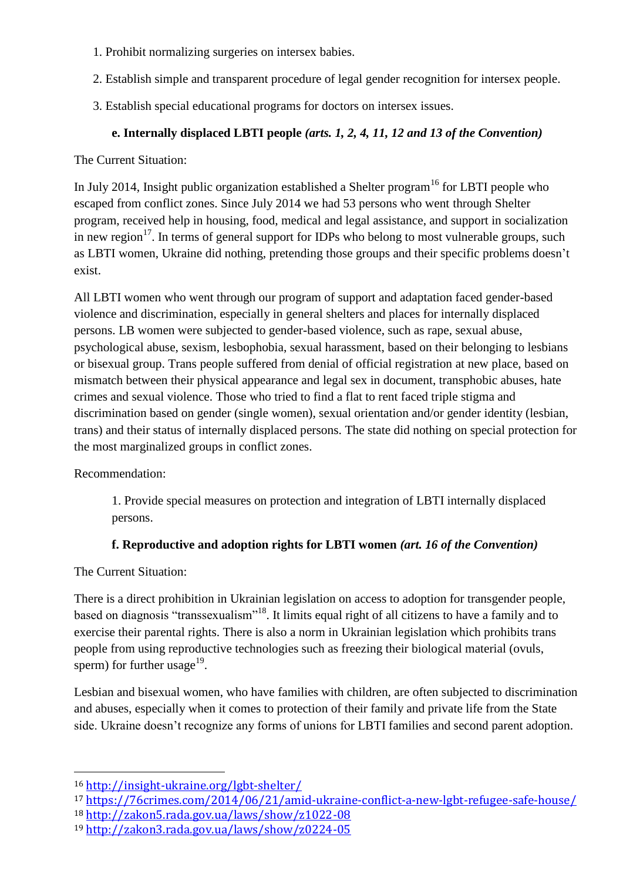1. Prohibit normalizing surgeries on intersex babies.
2. Establish simple and transparent procedure of legal gender recognition for intersex people.
3. Establish special educational programs for doctors on intersex issues.

**e. Internally displaced LBTI people** ***(arts. 1, 2, 4, 11, 12 and 13 of the Convention)***

The Current Situation:

In July 2014, Insight public organization established a Shelter program[16] for LBTI people who escaped from conflict zones. Since July 2014 we had 53 persons who went through Shelter program, received help in housing, food, medical and legal assistance, and support in socialization in new region[17]. In terms of general support for IDPs who belong to most vulnerable groups, such as LBTI women, Ukraine did nothing, pretending those groups and their specific problems doesn't exist.

All LBTI women who went through our program of support and adaptation faced gender-based violence and discrimination, especially in general shelters and places for internally displaced persons. LB women were subjected to gender-based violence, such as rape, sexual abuse, psychological abuse, sexism, lesbophobia, sexual harassment, based on their belonging to lesbians or bisexual group. Trans people suffered from denial of official registration at new place, based on mismatch between their physical appearance and legal sex in document, transphobic abuses, hate crimes and sexual violence. Those who tried to find a flat to rent faced triple stigma and discrimination based on gender (single women), sexual orientation and/or gender identity (lesbian, trans) and their status of internally displaced persons. The state did nothing on special protection for the most marginalized groups in conflict zones.

Recommendation:

1. Provide special measures on protection and integration of LBTI internally displaced persons.

**f. Reproductive and adoption rights for LBTI women** ***(art. 16 of the Convention)***

The Current Situation:

There is a direct prohibition in Ukrainian legislation on access to adoption for transgender people, based on diagnosis "transsexualism"[18]. It limits equal right of all citizens to have a family and to exercise their parental rights. There is also a norm in Ukrainian legislation which prohibits trans people from using reproductive technologies such as freezing their biological material (ovuls, sperm) for further usage[19].

Lesbian and bisexual women, who have families with children, are often subjected to discrimination and abuses, especially when it comes to protection of their family and private life from the State side. Ukraine doesn't recognize any forms of unions for LBTI families and second parent adoption.

---

[16] http://insight-ukraine.org/lgbt-shelter/

[17] https://76crimes.com/2014/06/21/amid-ukraine-conflict-a-new-lgbt-refugee-safe-house/

[18] http://zakon5.rada.gov.ua/laws/show/z1022-08

[19] http://zakon3.rada.gov.ua/laws/show/z0224-05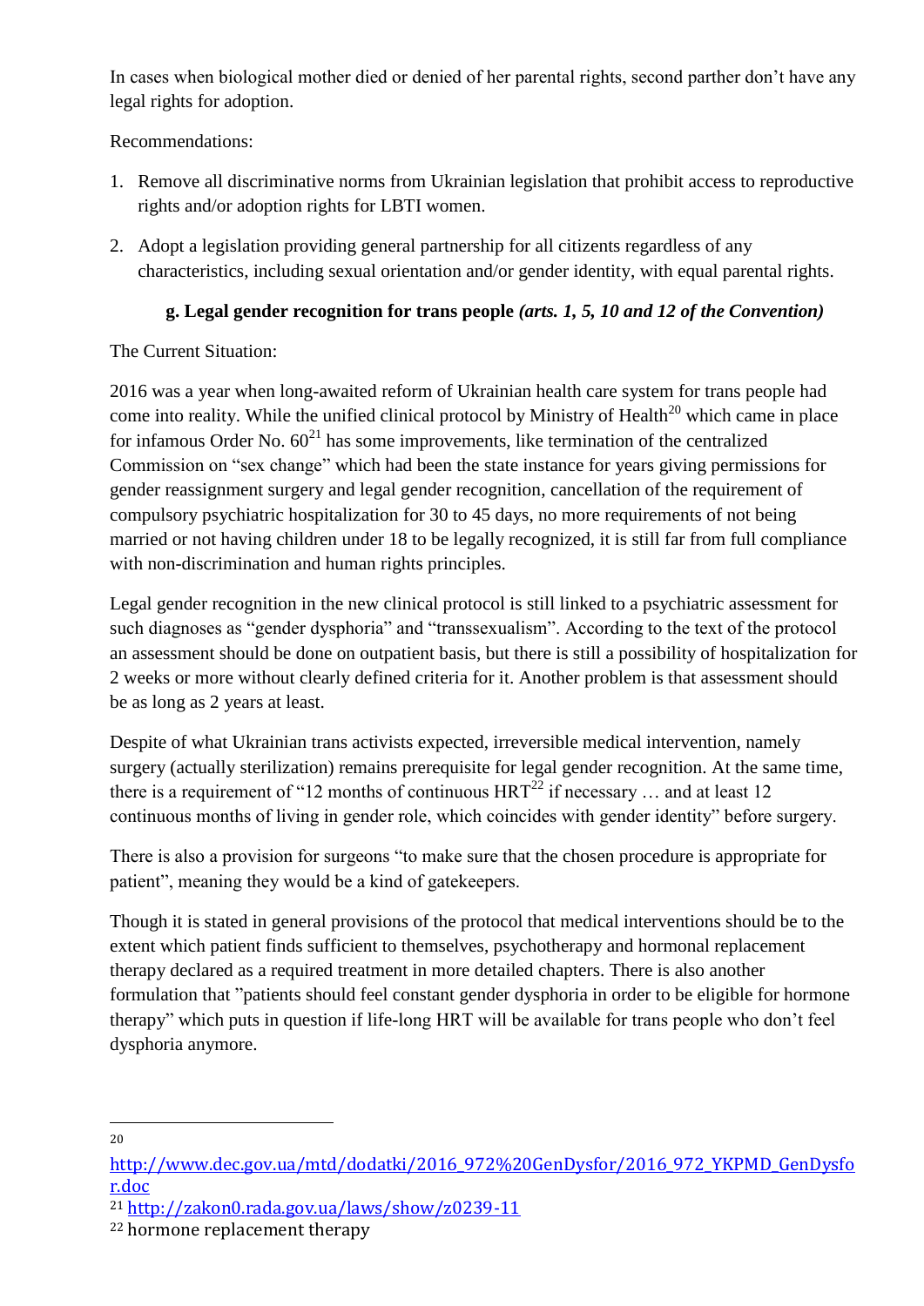In cases when biological mother died or denied of her parental rights, second parther don't have any legal rights for adoption.

Recommendations:

1. Remove all discriminative norms from Ukrainian legislation that prohibit access to reproductive rights and/or adoption rights for LBTI women.
2. Adopt a legislation providing general partnership for all citizens regardless of any characteristics, including sexual orientation and/or gender identity, with equal parental rights.

### g. Legal gender recognition for trans people *(arts. 1, 5, 10 and 12 of the Convention)*

The Current Situation:

2016 was a year when long-awaited reform of Ukrainian health care system for trans people had come into reality. While the unified clinical protocol by Ministry of Health[20] which came in place for infamous Order No. 60[21] has some improvements, like termination of the centralized Commission on "sex change" which had been the state instance for years giving permissions for gender reassignment surgery and legal gender recognition, cancellation of the requirement of compulsory psychiatric hospitalization for 30 to 45 days, no more requirements of not being married or not having children under 18 to be legally recognized, it is still far from full compliance with non-discrimination and human rights principles.

Legal gender recognition in the new clinical protocol is still linked to a psychiatric assessment for such diagnoses as "gender dysphoria" and "transsexualism". According to the text of the protocol an assessment should be done on outpatient basis, but there is still a possibility of hospitalization for 2 weeks or more without clearly defined criteria for it. Another problem is that assessment should be as long as 2 years at least.

Despite of what Ukrainian trans activists expected, irreversible medical intervention, namely surgery (actually sterilization) remains prerequisite for legal gender recognition. At the same time, there is a requirement of "12 months of continuous HRT[22] if necessary … and at least 12 continuous months of living in gender role, which coincides with gender identity" before surgery.

There is also a provision for surgeons "to make sure that the chosen procedure is appropriate for patient", meaning they would be a kind of gatekeepers.

Though it is stated in general provisions of the protocol that medical interventions should be to the extent which patient finds sufficient to themselves, psychotherapy and hormonal replacement therapy declared as a required treatment in more detailed chapters. There is also another formulation that "patients should feel constant gender dysphoria in order to be eligible for hormone therapy" which puts in question if life-long HRT will be available for trans people who don't feel dysphoria anymore.

---

[20] http://www.dec.gov.ua/mtd/dodatki/2016_972%20GenDysfor/2016_972_YKPMD_GenDysfor.doc

[21] http://zakon0.rada.gov.ua/laws/show/z0239-11

[22] hormone replacement therapy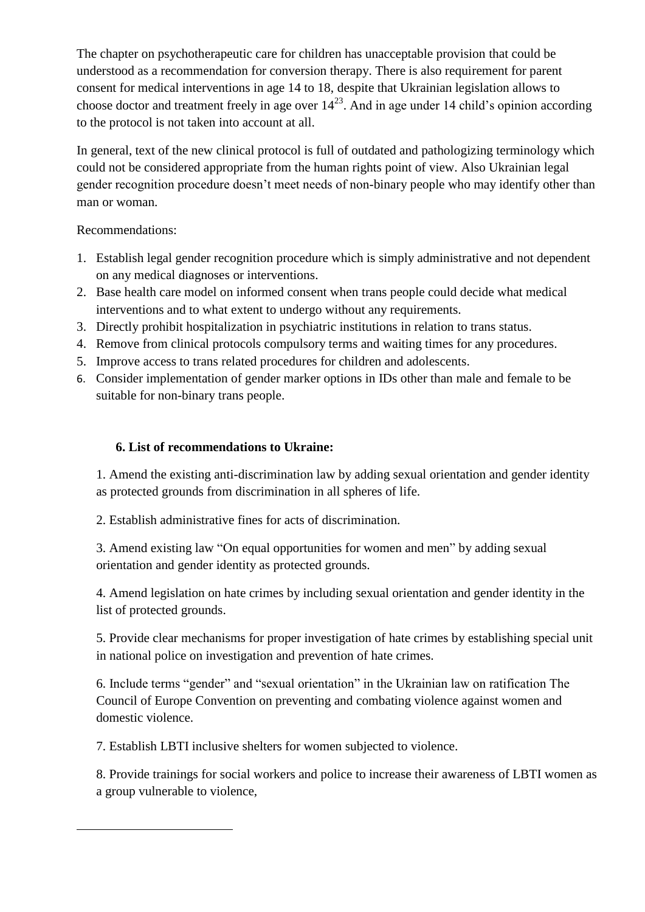The chapter on psychotherapeutic care for children has unacceptable provision that could be understood as a recommendation for conversion therapy. There is also requirement for parent consent for medical interventions in age 14 to 18, despite that Ukrainian legislation allows to choose doctor and treatment freely in age over 14[23]. And in age under 14 child's opinion according to the protocol is not taken into account at all.

In general, text of the new clinical protocol is full of outdated and pathologizing terminology which could not be considered appropriate from the human rights point of view. Also Ukrainian legal gender recognition procedure doesn't meet needs of non-binary people who may identify other than man or woman.

Recommendations:

1. Establish legal gender recognition procedure which is simply administrative and not dependent on any medical diagnoses or interventions.
2. Base health care model on informed consent when trans people could decide what medical interventions and to what extent to undergo without any requirements.
3. Directly prohibit hospitalization in psychiatric institutions in relation to trans status.
4. Remove from clinical protocols compulsory terms and waiting times for any procedures.
5. Improve access to trans related procedures for children and adolescents.
6. Consider implementation of gender marker options in IDs other than male and female to be suitable for non-binary trans people.

## 6. List of recommendations to Ukraine:

1. Amend the existing anti-discrimination law by adding sexual orientation and gender identity as protected grounds from discrimination in all spheres of life.

2. Establish administrative fines for acts of discrimination.

3. Amend existing law "On equal opportunities for women and men" by adding sexual orientation and gender identity as protected grounds.

4. Amend legislation on hate crimes by including sexual orientation and gender identity in the list of protected grounds.

5. Provide clear mechanisms for proper investigation of hate crimes by establishing special unit in national police on investigation and prevention of hate crimes.

6. Include terms "gender" and "sexual orientation" in the Ukrainian law on ratification The Council of Europe Convention on preventing and combating violence against women and domestic violence.

7. Establish LBTI inclusive shelters for women subjected to violence.

8. Provide trainings for social workers and police to increase their awareness of LBTI women as a group vulnerable to violence,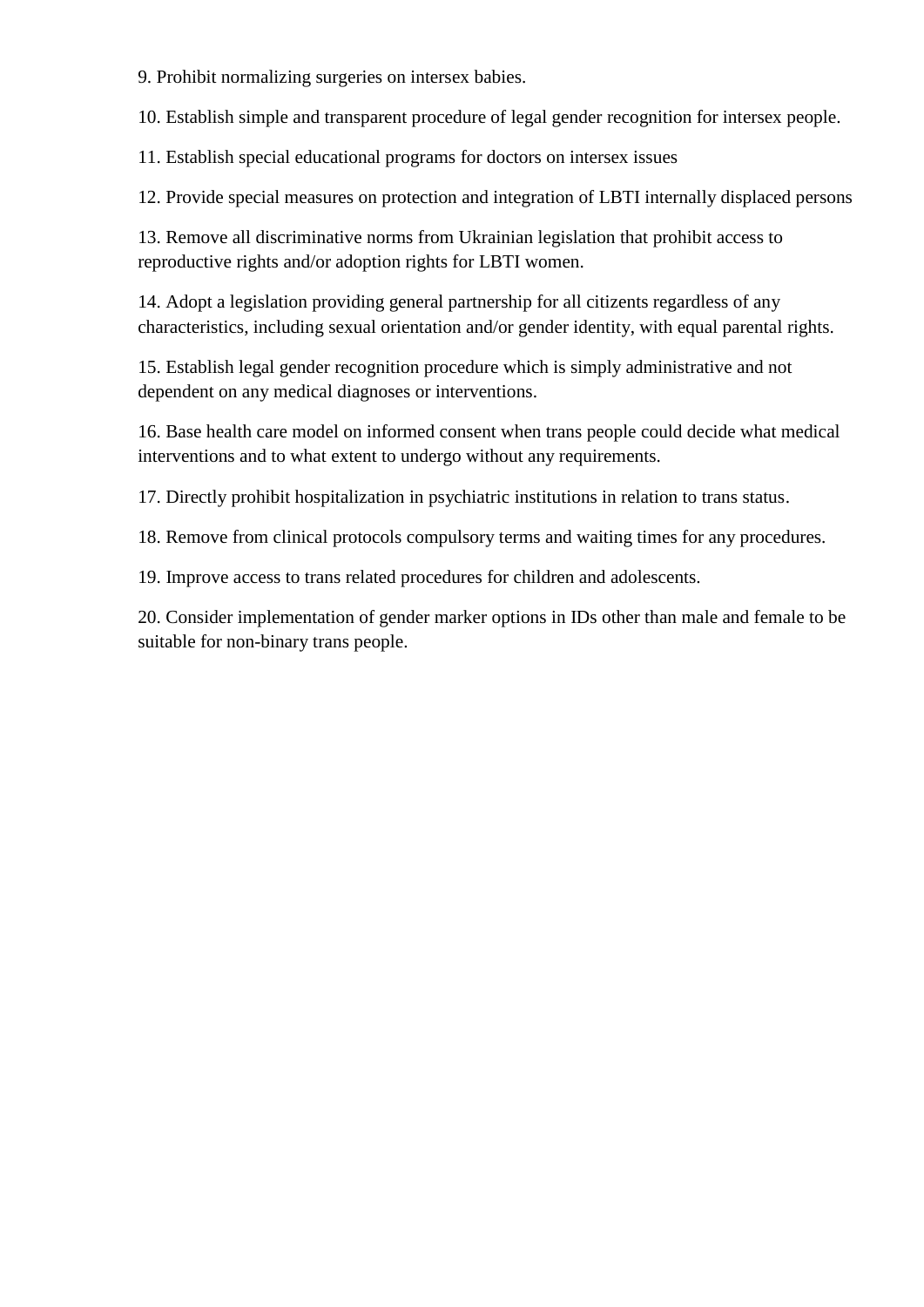9. Prohibit normalizing surgeries on intersex babies.

10. Establish simple and transparent procedure of legal gender recognition for intersex people.

11. Establish special educational programs for doctors on intersex issues

12. Provide special measures on protection and integration of LBTI internally displaced persons

13. Remove all discriminative norms from Ukrainian legislation that prohibit access to reproductive rights and/or adoption rights for LBTI women.

14. Adopt a legislation providing general partnership for all citizents regardless of any characteristics, including sexual orientation and/or gender identity, with equal parental rights.

15. Establish legal gender recognition procedure which is simply administrative and not dependent on any medical diagnoses or interventions.

16. Base health care model on informed consent when trans people could decide what medical interventions and to what extent to undergo without any requirements.

17. Directly prohibit hospitalization in psychiatric institutions in relation to trans status.

18. Remove from clinical protocols compulsory terms and waiting times for any procedures.

19. Improve access to trans related procedures for children and adolescents.

20. Consider implementation of gender marker options in IDs other than male and female to be suitable for non-binary trans people.